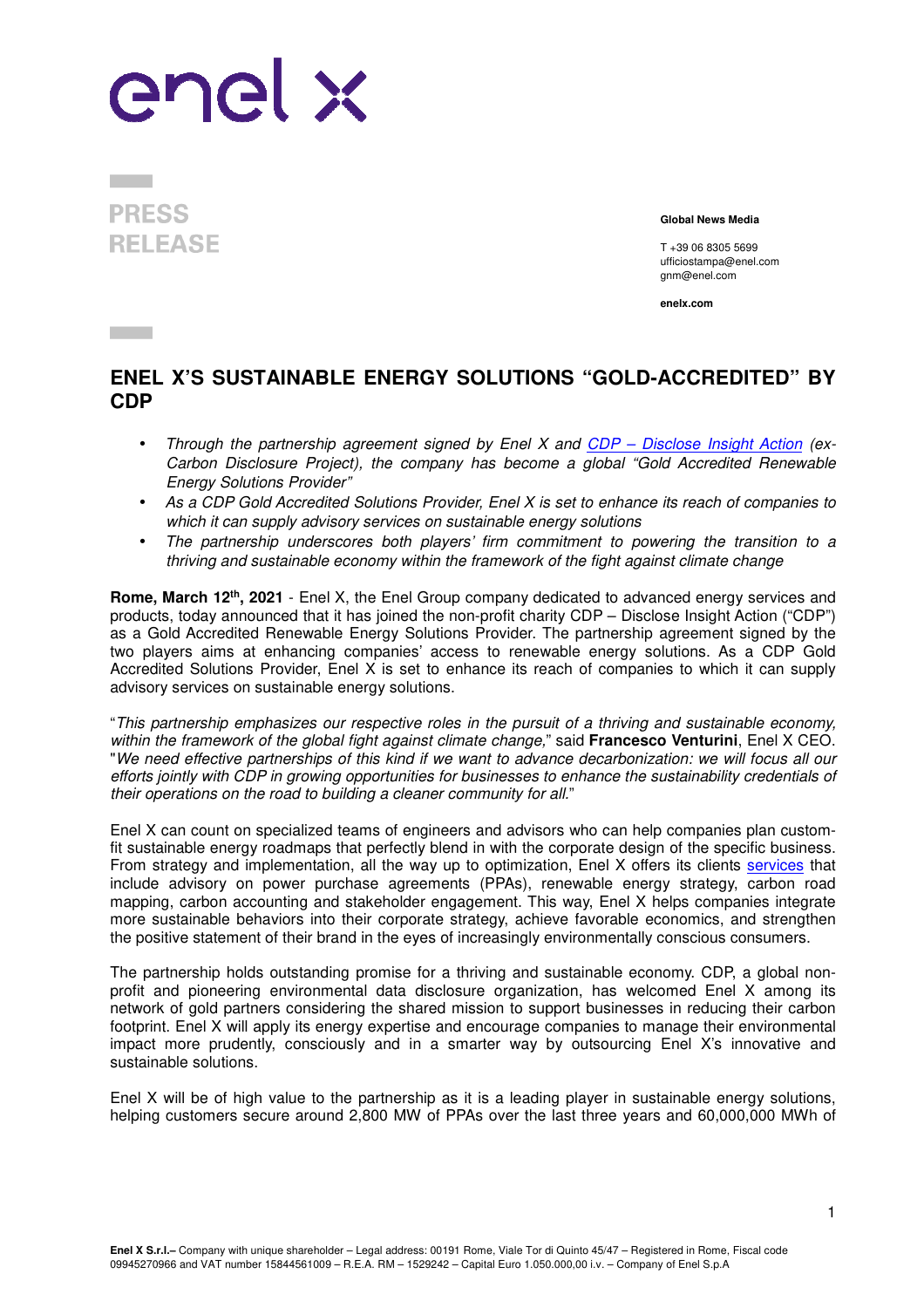enel x

PRESS RELEASE

**Global News Media**

T +39 06 8305 5699
ufficiostampa@enel.com
gnm@enel.com

**enelx.com**

# ENEL X'S SUSTAINABLE ENERGY SOLUTIONS "GOLD-ACCREDITED" BY CDP

- *Through the partnership agreement signed by Enel X and [CDP – Disclose Insight Action]() (ex-Carbon Disclosure Project), the company has become a global "Gold Accredited Renewable Energy Solutions Provider"*
- *As a CDP Gold Accredited Solutions Provider, Enel X is set to enhance its reach of companies to which it can supply advisory services on sustainable energy solutions*
- *The partnership underscores both players' firm commitment to powering the transition to a thriving and sustainable economy within the framework of the fight against climate change*

**Rome, March 12th, 2021** - Enel X, the Enel Group company dedicated to advanced energy services and products, today announced that it has joined the non-profit charity CDP – Disclose Insight Action ("CDP") as a Gold Accredited Renewable Energy Solutions Provider. The partnership agreement signed by the two players aims at enhancing companies' access to renewable energy solutions. As a CDP Gold Accredited Solutions Provider, Enel X is set to enhance its reach of companies to which it can supply advisory services on sustainable energy solutions.

"*This partnership emphasizes our respective roles in the pursuit of a thriving and sustainable economy, within the framework of the global fight against climate change,*" said **Francesco Venturini**, Enel X CEO. "*We need effective partnerships of this kind if we want to advance decarbonization: we will focus all our efforts jointly with CDP in growing opportunities for businesses to enhance the sustainability credentials of their operations on the road to building a cleaner community for all.*"

Enel X can count on specialized teams of engineers and advisors who can help companies plan custom-fit sustainable energy roadmaps that perfectly blend in with the corporate design of the specific business. From strategy and implementation, all the way up to optimization, Enel X offers its clients [services]() that include advisory on power purchase agreements (PPAs), renewable energy strategy, carbon road mapping, carbon accounting and stakeholder engagement. This way, Enel X helps companies integrate more sustainable behaviors into their corporate strategy, achieve favorable economics, and strengthen the positive statement of their brand in the eyes of increasingly environmentally conscious consumers.

The partnership holds outstanding promise for a thriving and sustainable economy. CDP, a global non-profit and pioneering environmental data disclosure organization, has welcomed Enel X among its network of gold partners considering the shared mission to support businesses in reducing their carbon footprint. Enel X will apply its energy expertise and encourage companies to manage their environmental impact more prudently, consciously and in a smarter way by outsourcing Enel X's innovative and sustainable solutions.

Enel X will be of high value to the partnership as it is a leading player in sustainable energy solutions, helping customers secure around 2,800 MW of PPAs over the last three years and 60,000,000 MWh of

**Enel X S.r.l.–** Company with unique shareholder – Legal address: 00191 Rome, Viale Tor di Quinto 45/47 – Registered in Rome, Fiscal code 09945270966 and VAT number 15844561009 – R.E.A. RM – 1529242 – Capital Euro 1.050.000,00 i.v. – Company of Enel S.p.A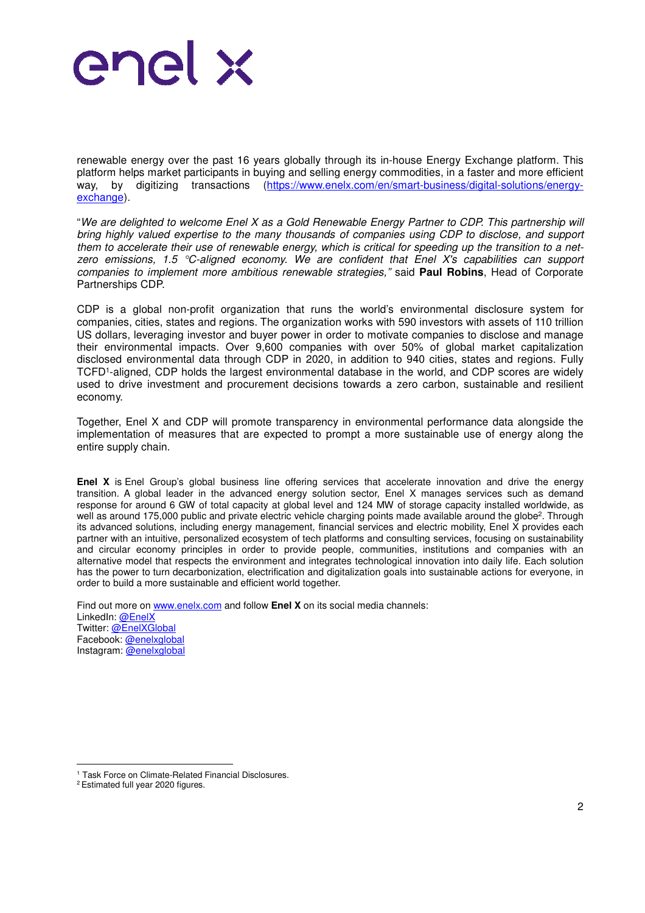renewable energy over the past 16 years globally through its in-house Energy Exchange platform. This platform helps market participants in buying and selling energy commodities, in a faster and more efficient way, by digitizing transactions (https://www.enelx.com/en/smart-business/digital-solutions/energy-exchange).

"*We are delighted to welcome Enel X as a Gold Renewable Energy Partner to CDP. This partnership will bring highly valued expertise to the many thousands of companies using CDP to disclose, and support them to accelerate their use of renewable energy, which is critical for speeding up the transition to a net-zero emissions, 1.5 °C-aligned economy. We are confident that Enel X's capabilities can support companies to implement more ambitious renewable strategies,"* said **Paul Robins**, Head of Corporate Partnerships CDP.

CDP is a global non-profit organization that runs the world's environmental disclosure system for companies, cities, states and regions. The organization works with 590 investors with assets of 110 trillion US dollars, leveraging investor and buyer power in order to motivate companies to disclose and manage their environmental impacts. Over 9,600 companies with over 50% of global market capitalization disclosed environmental data through CDP in 2020, in addition to 940 cities, states and regions. Fully TCFD[1]-aligned, CDP holds the largest environmental database in the world, and CDP scores are widely used to drive investment and procurement decisions towards a zero carbon, sustainable and resilient economy.

Together, Enel X and CDP will promote transparency in environmental performance data alongside the implementation of measures that are expected to prompt a more sustainable use of energy along the entire supply chain.

**Enel X** is Enel Group's global business line offering services that accelerate innovation and drive the energy transition. A global leader in the advanced energy solution sector, Enel X manages services such as demand response for around 6 GW of total capacity at global level and 124 MW of storage capacity installed worldwide, as well as around 175,000 public and private electric vehicle charging points made available around the globe[2]. Through its advanced solutions, including energy management, financial services and electric mobility, Enel X provides each partner with an intuitive, personalized ecosystem of tech platforms and consulting services, focusing on sustainability and circular economy principles in order to provide people, communities, institutions and companies with an alternative model that respects the environment and integrates technological innovation into daily life. Each solution has the power to turn decarbonization, electrification and digitalization goals into sustainable actions for everyone, in order to build a more sustainable and efficient world together.

Find out more on www.enelx.com and follow **Enel X** on its social media channels:
LinkedIn: @EnelX
Twitter: @EnelXGlobal
Facebook: @enelxglobal
Instagram: @enelxglobal

[1] Task Force on Climate-Related Financial Disclosures.
[2] Estimated full year 2020 figures.